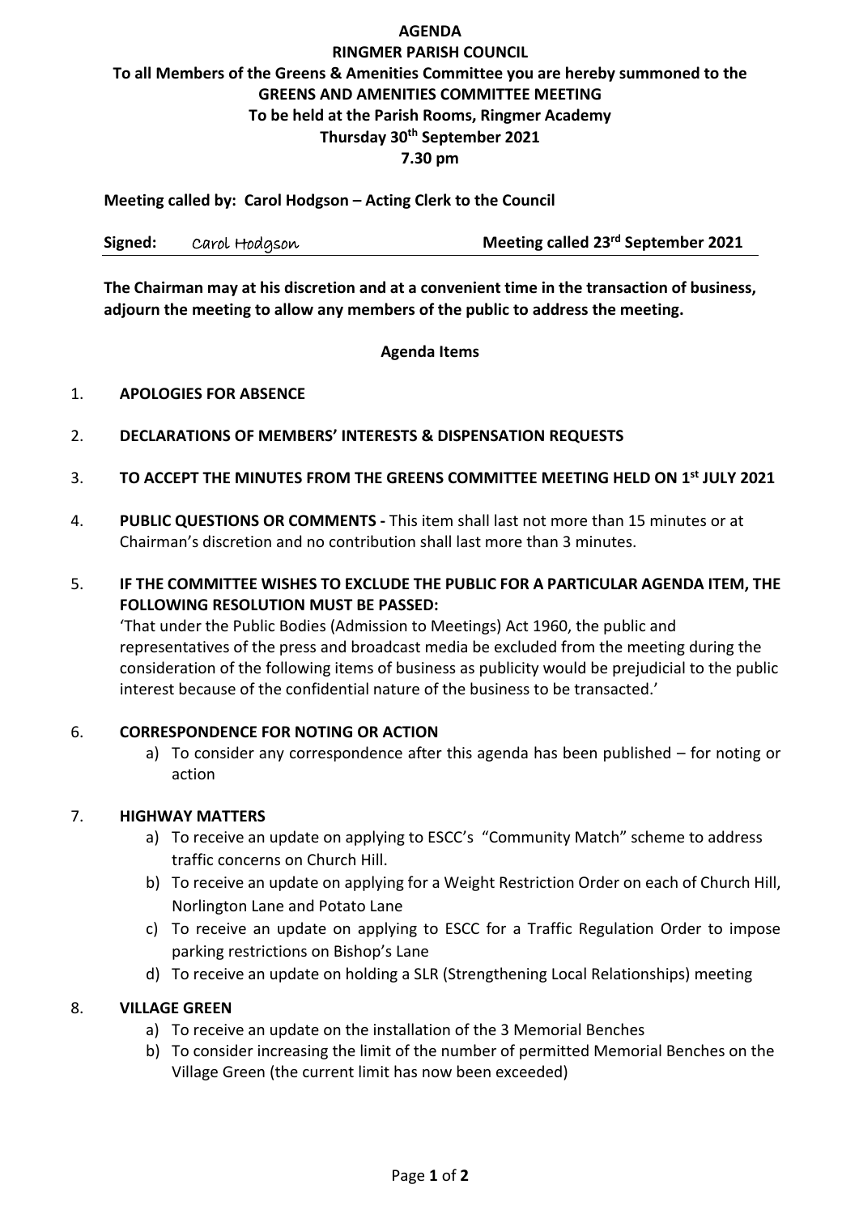**AGENDA**

**RINGMER PARISH COUNCIL**

**To all Members of the Greens & Amenities Committee you are hereby summoned to the**

**GREENS AND AMENITIES COMMITTEE MEETING**

**To be held at the Parish Rooms, Ringmer Academy**

**Thursday 30th September 2021**

**7.30 pm**

**Meeting called by: Carol Hodgson – Acting Clerk to the Council**

**Signed:** Carol Hodgson **Meeting called 23rd September 2021**

**The Chairman may at his discretion and at a convenient time in the transaction of business, adjourn the meeting to allow any members of the public to address the meeting.**

**Agenda Items**

1. **APOLOGIES FOR ABSENCE**

2. **DECLARATIONS OF MEMBERS' INTERESTS & DISPENSATION REQUESTS**

3. **TO ACCEPT THE MINUTES FROM THE GREENS COMMITTEE MEETING HELD ON 1st JULY 2021**

4. **PUBLIC QUESTIONS OR COMMENTS -** This item shall last not more than 15 minutes or at Chairman's discretion and no contribution shall last more than 3 minutes.

5. **IF THE COMMITTEE WISHES TO EXCLUDE THE PUBLIC FOR A PARTICULAR AGENDA ITEM, THE FOLLOWING RESOLUTION MUST BE PASSED:**
   'That under the Public Bodies (Admission to Meetings) Act 1960, the public and representatives of the press and broadcast media be excluded from the meeting during the consideration of the following items of business as publicity would be prejudicial to the public interest because of the confidential nature of the business to be transacted.'

6. **CORRESPONDENCE FOR NOTING OR ACTION**
   a) To consider any correspondence after this agenda has been published – for noting or action

7. **HIGHWAY MATTERS**
   a) To receive an update on applying to ESCC's "Community Match" scheme to address traffic concerns on Church Hill.
   b) To receive an update on applying for a Weight Restriction Order on each of Church Hill, Norlington Lane and Potato Lane
   c) To receive an update on applying to ESCC for a Traffic Regulation Order to impose parking restrictions on Bishop's Lane
   d) To receive an update on holding a SLR (Strengthening Local Relationships) meeting

8. **VILLAGE GREEN**
   a) To receive an update on the installation of the 3 Memorial Benches
   b) To consider increasing the limit of the number of permitted Memorial Benches on the Village Green (the current limit has now been exceeded)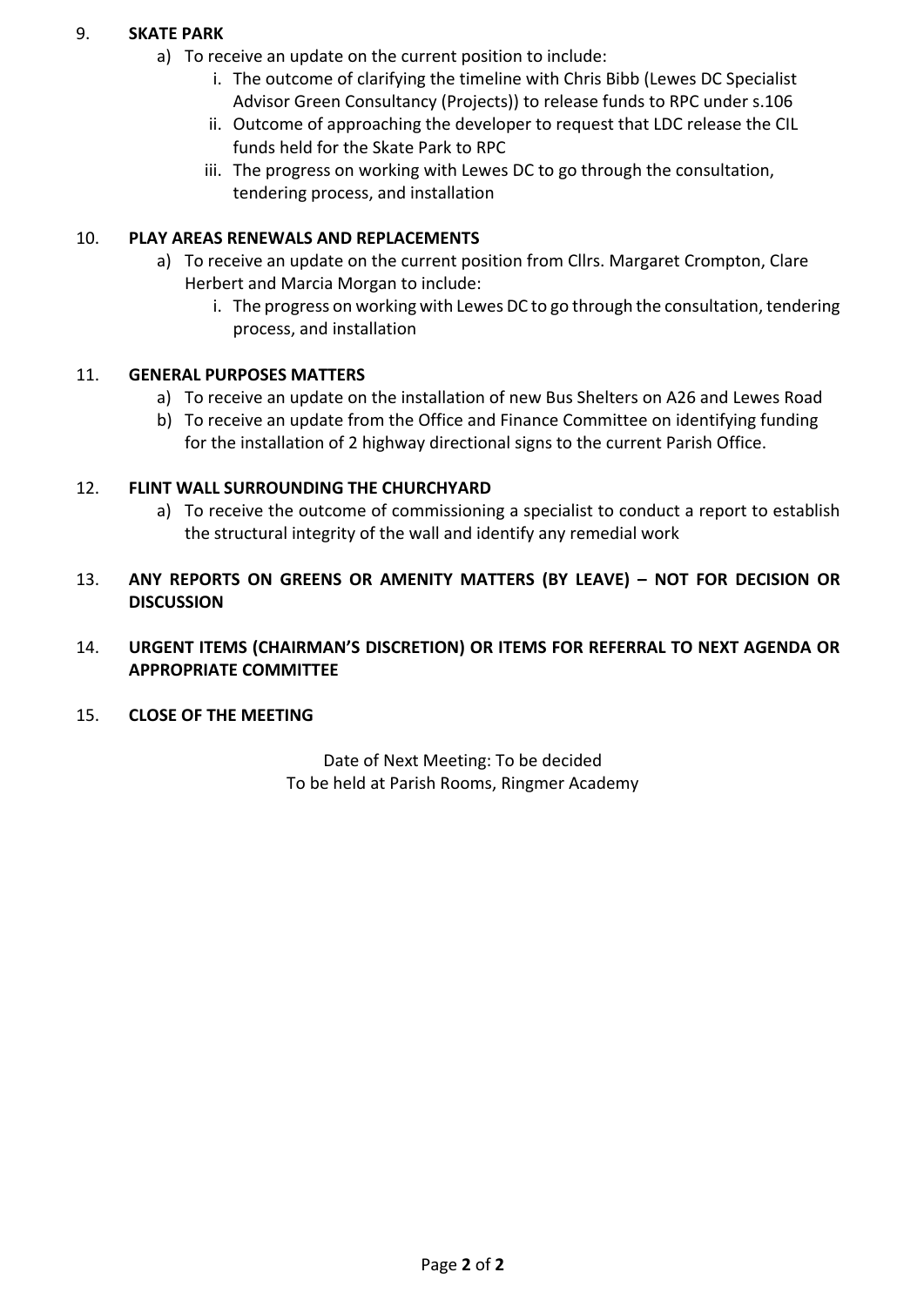9. **SKATE PARK**
   a) To receive an update on the current position to include:
      i. The outcome of clarifying the timeline with Chris Bibb (Lewes DC Specialist Advisor Green Consultancy (Projects)) to release funds to RPC under s.106
      ii. Outcome of approaching the developer to request that LDC release the CIL funds held for the Skate Park to RPC
      iii. The progress on working with Lewes DC to go through the consultation, tendering process, and installation

10. **PLAY AREAS RENEWALS AND REPLACEMENTS**
    a) To receive an update on the current position from Cllrs. Margaret Crompton, Clare Herbert and Marcia Morgan to include:
       i. The progress on working with Lewes DC to go through the consultation, tendering process, and installation

11. **GENERAL PURPOSES MATTERS**
    a) To receive an update on the installation of new Bus Shelters on A26 and Lewes Road
    b) To receive an update from the Office and Finance Committee on identifying funding for the installation of 2 highway directional signs to the current Parish Office.

12. **FLINT WALL SURROUNDING THE CHURCHYARD**
    a) To receive the outcome of commissioning a specialist to conduct a report to establish the structural integrity of the wall and identify any remedial work

13. **ANY REPORTS ON GREENS OR AMENITY MATTERS (BY LEAVE) – NOT FOR DECISION OR DISCUSSION**

14. **URGENT ITEMS (CHAIRMAN'S DISCRETION) OR ITEMS FOR REFERRAL TO NEXT AGENDA OR APPROPRIATE COMMITTEE**

15. **CLOSE OF THE MEETING**

Date of Next Meeting: To be decided
To be held at Parish Rooms, Ringmer Academy